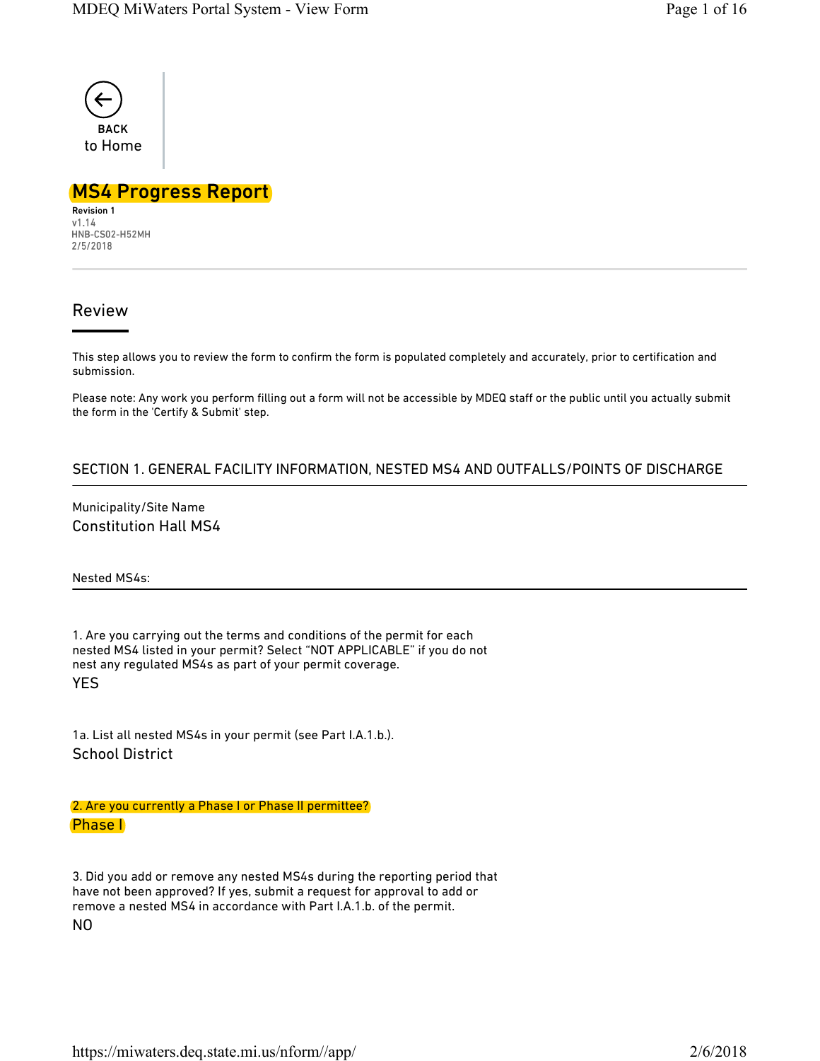BACK
to Home

# MS4 Progress Report

**Revision 1**
v1.14
HNB-CS02-H52MH
2/5/2018

## Review

This step allows you to review the form to confirm the form is populated completely and accurately, prior to certification and submission.

Please note: Any work you perform filling out a form will not be accessible by MDEQ staff or the public until you actually submit the form in the 'Certify & Submit' step.

### SECTION 1. GENERAL FACILITY INFORMATION, NESTED MS4 AND OUTFALLS/POINTS OF DISCHARGE

Municipality/Site Name
Constitution Hall MS4

Nested MS4s:

1. Are you carrying out the terms and conditions of the permit for each nested MS4 listed in your permit? Select "NOT APPLICABLE" if you do not nest any regulated MS4s as part of your permit coverage.
YES

1a. List all nested MS4s in your permit (see Part I.A.1.b.).
School District

2. Are you currently a Phase I or Phase II permittee?
Phase I

3. Did you add or remove any nested MS4s during the reporting period that have not been approved? If yes, submit a request for approval to add or remove a nested MS4 in accordance with Part I.A.1.b. of the permit.
NO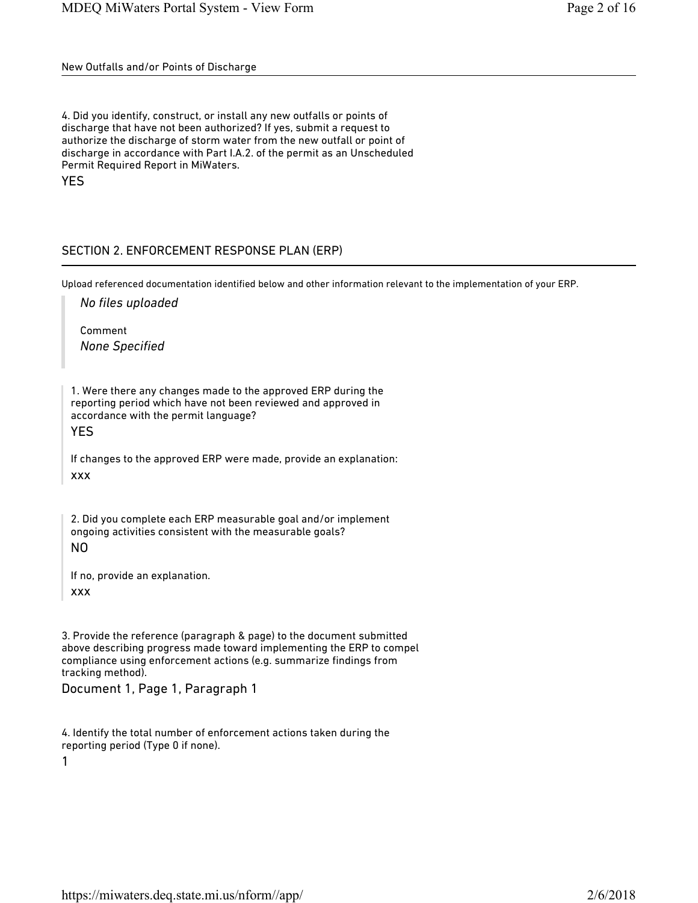## New Outfalls and/or Points of Discharge

4. Did you identify, construct, or install any new outfalls or points of discharge that have not been authorized? If yes, submit a request to authorize the discharge of storm water from the new outfall or point of discharge in accordance with Part I.A.2. of the permit as an Unscheduled Permit Required Report in MiWaters.

YES

## SECTION 2. ENFORCEMENT RESPONSE PLAN (ERP)

Upload referenced documentation identified below and other information relevant to the implementation of your ERP.

*No files uploaded*

Comment

*None Specified*

1. Were there any changes made to the approved ERP during the reporting period which have not been reviewed and approved in accordance with the permit language?

YES

If changes to the approved ERP were made, provide an explanation:

xxx

2. Did you complete each ERP measurable goal and/or implement ongoing activities consistent with the measurable goals?

NO

If no, provide an explanation.

xxx

3. Provide the reference (paragraph & page) to the document submitted above describing progress made toward implementing the ERP to compel compliance using enforcement actions (e.g. summarize findings from tracking method).

Document 1, Page 1, Paragraph 1

4. Identify the total number of enforcement actions taken during the reporting period (Type 0 if none).

1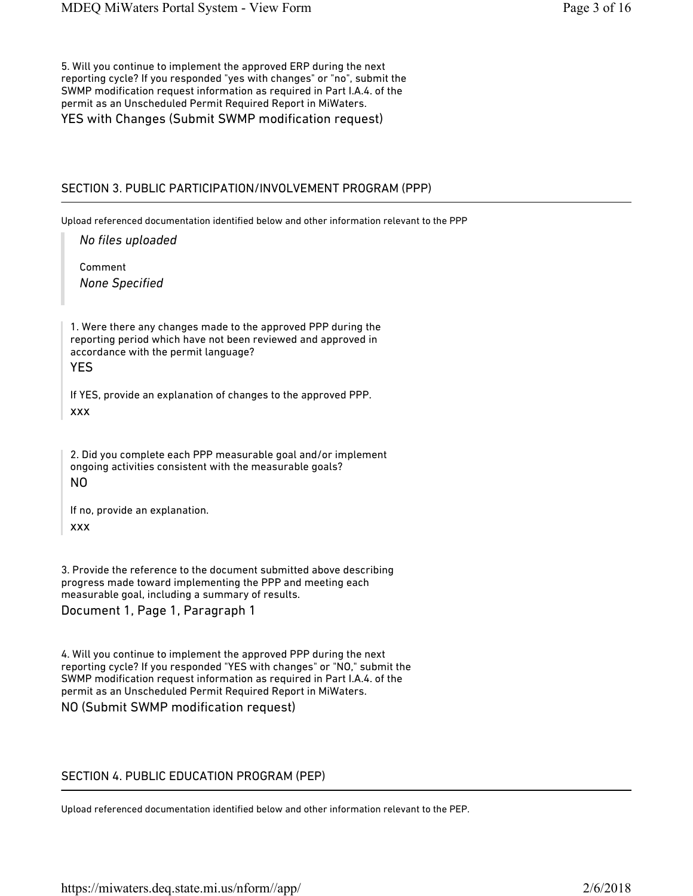5. Will you continue to implement the approved ERP during the next reporting cycle? If you responded "yes with changes" or "no", submit the SWMP modification request information as required in Part I.A.4. of the permit as an Unscheduled Permit Required Report in MiWaters.

YES with Changes (Submit SWMP modification request)

## SECTION 3. PUBLIC PARTICIPATION/INVOLVEMENT PROGRAM (PPP)

Upload referenced documentation identified below and other information relevant to the PPP

*No files uploaded*

Comment

*None Specified*

1. Were there any changes made to the approved PPP during the reporting period which have not been reviewed and approved in accordance with the permit language?

YES

If YES, provide an explanation of changes to the approved PPP.

xxx

2. Did you complete each PPP measurable goal and/or implement ongoing activities consistent with the measurable goals?

NO

If no, provide an explanation.

xxx

3. Provide the reference to the document submitted above describing progress made toward implementing the PPP and meeting each measurable goal, including a summary of results.

Document 1, Page 1, Paragraph 1

4. Will you continue to implement the approved PPP during the next reporting cycle? If you responded "YES with changes" or "NO," submit the SWMP modification request information as required in Part I.A.4. of the permit as an Unscheduled Permit Required Report in MiWaters.

NO (Submit SWMP modification request)

## SECTION 4. PUBLIC EDUCATION PROGRAM (PEP)

Upload referenced documentation identified below and other information relevant to the PEP.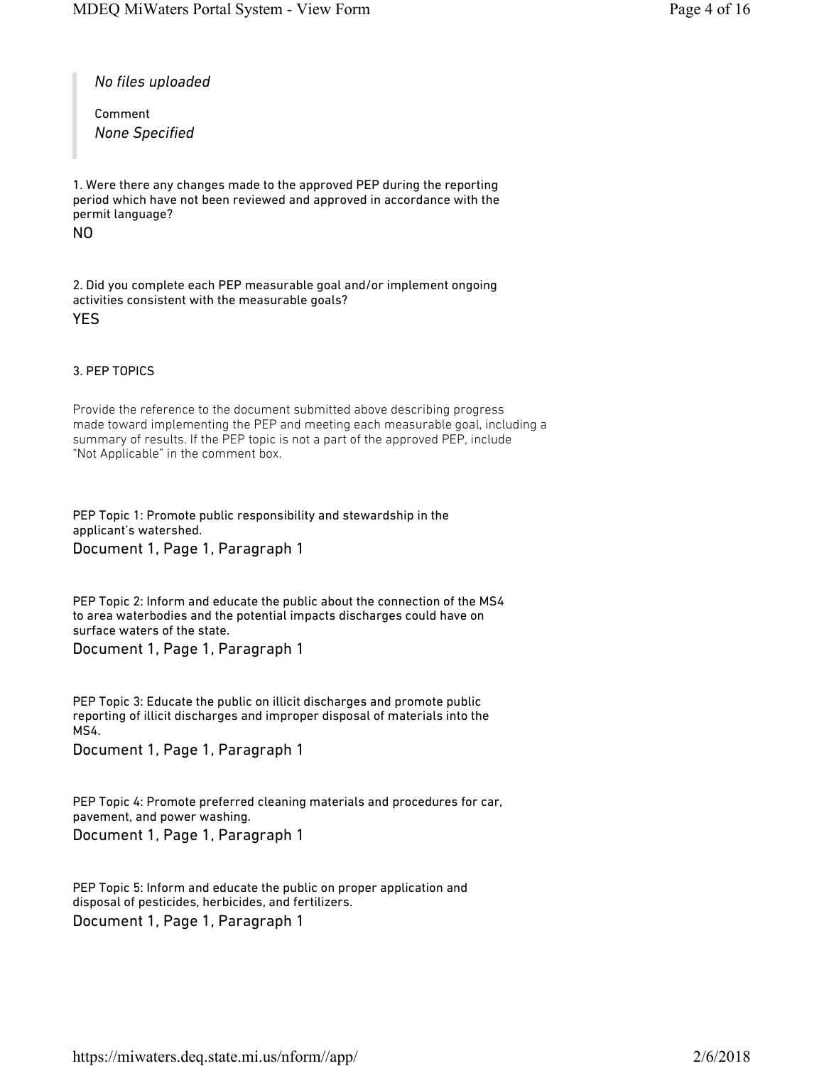*No files uploaded*

Comment

*None Specified*

1. Were there any changes made to the approved PEP during the reporting period which have not been reviewed and approved in accordance with the permit language?

NO

2. Did you complete each PEP measurable goal and/or implement ongoing activities consistent with the measurable goals?

YES

3. PEP TOPICS

Provide the reference to the document submitted above describing progress made toward implementing the PEP and meeting each measurable goal, including a summary of results. If the PEP topic is not a part of the approved PEP, include "Not Applicable" in the comment box.

PEP Topic 1: Promote public responsibility and stewardship in the applicant's watershed.

Document 1, Page 1, Paragraph 1

PEP Topic 2: Inform and educate the public about the connection of the MS4 to area waterbodies and the potential impacts discharges could have on surface waters of the state.

Document 1, Page 1, Paragraph 1

PEP Topic 3: Educate the public on illicit discharges and promote public reporting of illicit discharges and improper disposal of materials into the MS4.

Document 1, Page 1, Paragraph 1

PEP Topic 4: Promote preferred cleaning materials and procedures for car, pavement, and power washing.

Document 1, Page 1, Paragraph 1

PEP Topic 5: Inform and educate the public on proper application and disposal of pesticides, herbicides, and fertilizers.

Document 1, Page 1, Paragraph 1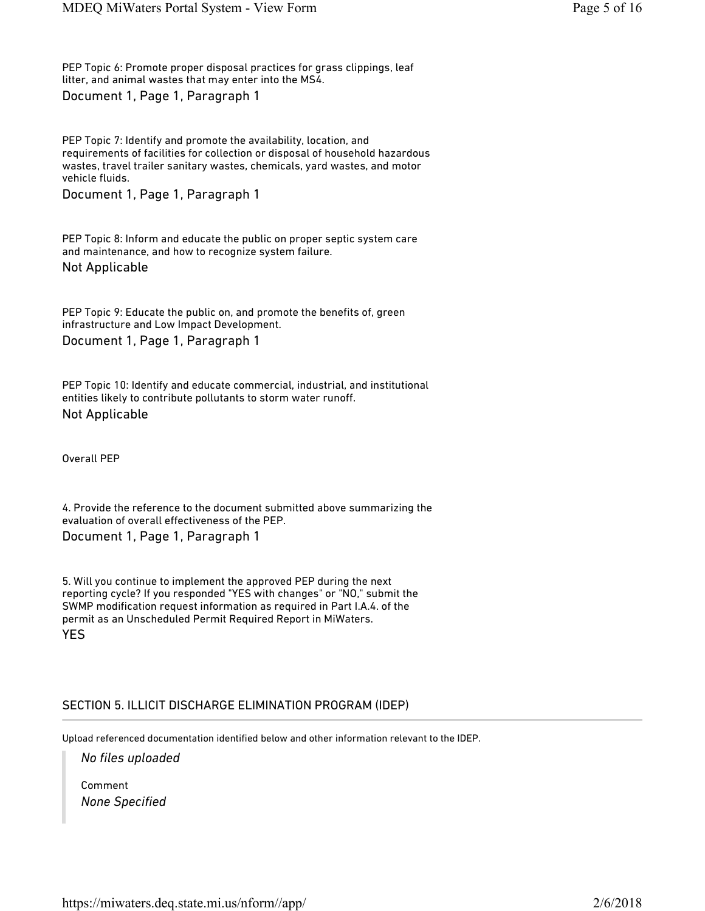PEP Topic 6: Promote proper disposal practices for grass clippings, leaf litter, and animal wastes that may enter into the MS4.

Document 1, Page 1, Paragraph 1

PEP Topic 7: Identify and promote the availability, location, and requirements of facilities for collection or disposal of household hazardous wastes, travel trailer sanitary wastes, chemicals, yard wastes, and motor vehicle fluids.

Document 1, Page 1, Paragraph 1

PEP Topic 8: Inform and educate the public on proper septic system care and maintenance, and how to recognize system failure.

Not Applicable

PEP Topic 9: Educate the public on, and promote the benefits of, green infrastructure and Low Impact Development.

Document 1, Page 1, Paragraph 1

PEP Topic 10: Identify and educate commercial, industrial, and institutional entities likely to contribute pollutants to storm water runoff.

Not Applicable

Overall PEP

4. Provide the reference to the document submitted above summarizing the evaluation of overall effectiveness of the PEP.

Document 1, Page 1, Paragraph 1

5. Will you continue to implement the approved PEP during the next reporting cycle? If you responded "YES with changes" or "NO," submit the SWMP modification request information as required in Part I.A.4. of the permit as an Unscheduled Permit Required Report in MiWaters.

YES

## SECTION 5. ILLICIT DISCHARGE ELIMINATION PROGRAM (IDEP)

Upload referenced documentation identified below and other information relevant to the IDEP.

> *No files uploaded*
>
> Comment
>
> *None Specified*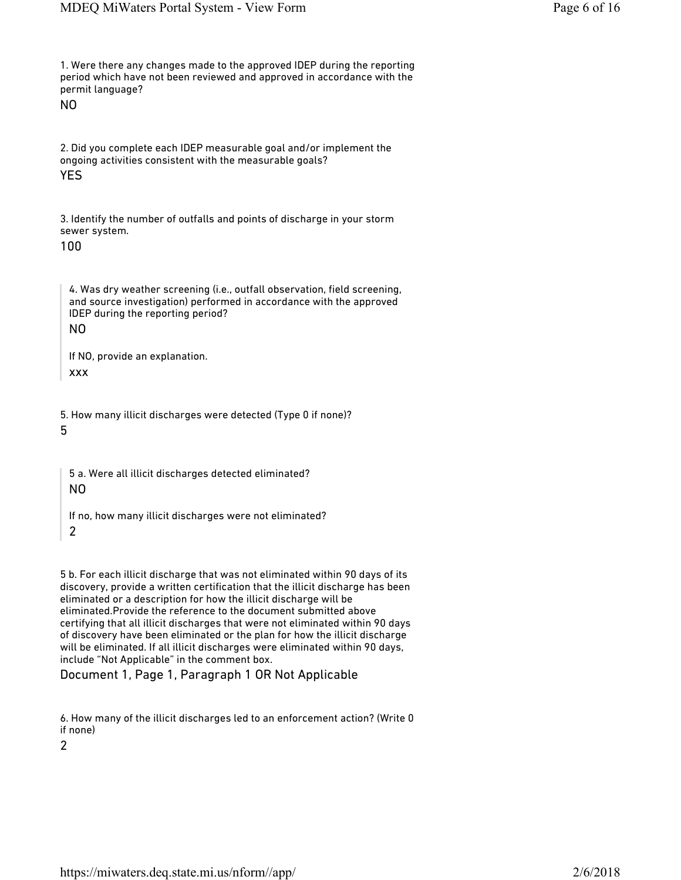1. Were there any changes made to the approved IDEP during the reporting period which have not been reviewed and approved in accordance with the permit language?

NO

2. Did you complete each IDEP measurable goal and/or implement the ongoing activities consistent with the measurable goals?

YES

3. Identify the number of outfalls and points of discharge in your storm sewer system.

100

> 4. Was dry weather screening (i.e., outfall observation, field screening, and source investigation) performed in accordance with the approved IDEP during the reporting period?
>
> NO
>
> If NO, provide an explanation.
>
> xxx

5. How many illicit discharges were detected (Type 0 if none)?

5

> 5 a. Were all illicit discharges detected eliminated?
>
> NO
>
> If no, how many illicit discharges were not eliminated?
>
> 2

5 b. For each illicit discharge that was not eliminated within 90 days of its discovery, provide a written certification that the illicit discharge has been eliminated or a description for how the illicit discharge will be eliminated.Provide the reference to the document submitted above certifying that all illicit discharges that were not eliminated within 90 days of discovery have been eliminated or the plan for how the illicit discharge will be eliminated. If all illicit discharges were eliminated within 90 days, include "Not Applicable" in the comment box.

Document 1, Page 1, Paragraph 1 OR Not Applicable

6. How many of the illicit discharges led to an enforcement action? (Write 0 if none)

2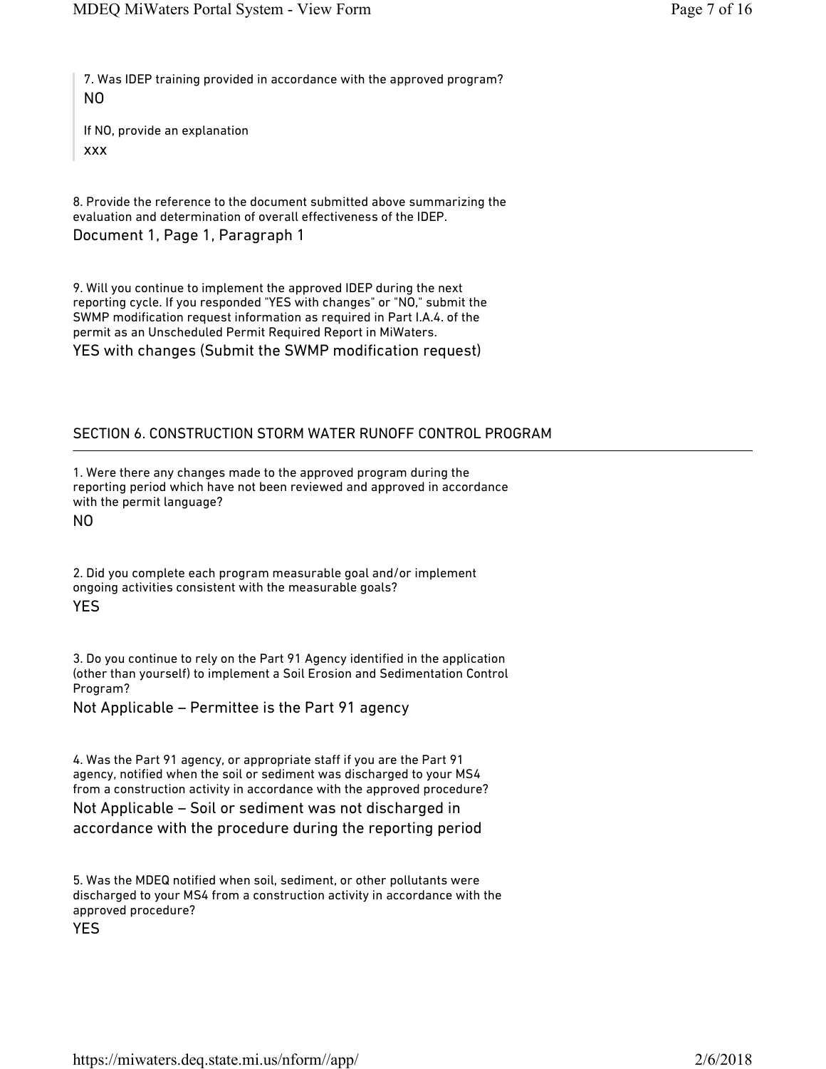> 7. Was IDEP training provided in accordance with the approved program?
>
> NO
>
> If NO, provide an explanation
>
> xxx

8. Provide the reference to the document submitted above summarizing the evaluation and determination of overall effectiveness of the IDEP.

Document 1, Page 1, Paragraph 1

9. Will you continue to implement the approved IDEP during the next reporting cycle. If you responded "YES with changes" or "NO," submit the SWMP modification request information as required in Part I.A.4. of the permit as an Unscheduled Permit Required Report in MiWaters.

YES with changes (Submit the SWMP modification request)

## SECTION 6. CONSTRUCTION STORM WATER RUNOFF CONTROL PROGRAM

1. Were there any changes made to the approved program during the reporting period which have not been reviewed and approved in accordance with the permit language?

NO

2. Did you complete each program measurable goal and/or implement ongoing activities consistent with the measurable goals?

YES

3. Do you continue to rely on the Part 91 Agency identified in the application (other than yourself) to implement a Soil Erosion and Sedimentation Control Program?

Not Applicable – Permittee is the Part 91 agency

4. Was the Part 91 agency, or appropriate staff if you are the Part 91 agency, notified when the soil or sediment was discharged to your MS4 from a construction activity in accordance with the approved procedure?

Not Applicable – Soil or sediment was not discharged in accordance with the procedure during the reporting period

5. Was the MDEQ notified when soil, sediment, or other pollutants were discharged to your MS4 from a construction activity in accordance with the approved procedure?

YES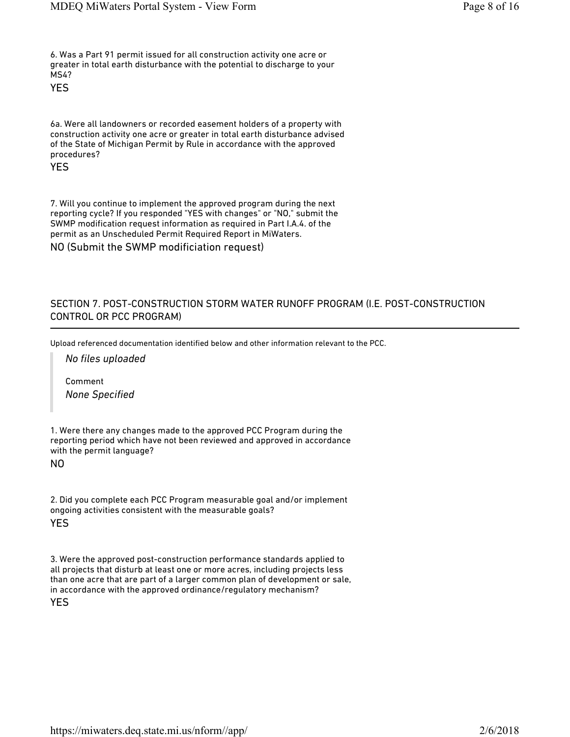6. Was a Part 91 permit issued for all construction activity one acre or greater in total earth disturbance with the potential to discharge to your MS4?

YES

6a. Were all landowners or recorded easement holders of a property with construction activity one acre or greater in total earth disturbance advised of the State of Michigan Permit by Rule in accordance with the approved procedures?

YES

7. Will you continue to implement the approved program during the next reporting cycle? If you responded "YES with changes" or "NO," submit the SWMP modification request information as required in Part I.A.4. of the permit as an Unscheduled Permit Required Report in MiWaters.

NO (Submit the SWMP modificiation request)

## SECTION 7. POST-CONSTRUCTION STORM WATER RUNOFF PROGRAM (I.E. POST-CONSTRUCTION CONTROL OR PCC PROGRAM)

Upload referenced documentation identified below and other information relevant to the PCC.

> *No files uploaded*
>
> Comment
>
> *None Specified*

1. Were there any changes made to the approved PCC Program during the reporting period which have not been reviewed and approved in accordance with the permit language?

NO

2. Did you complete each PCC Program measurable goal and/or implement ongoing activities consistent with the measurable goals?

YES

3. Were the approved post-construction performance standards applied to all projects that disturb at least one or more acres, including projects less than one acre that are part of a larger common plan of development or sale, in accordance with the approved ordinance/regulatory mechanism?

YES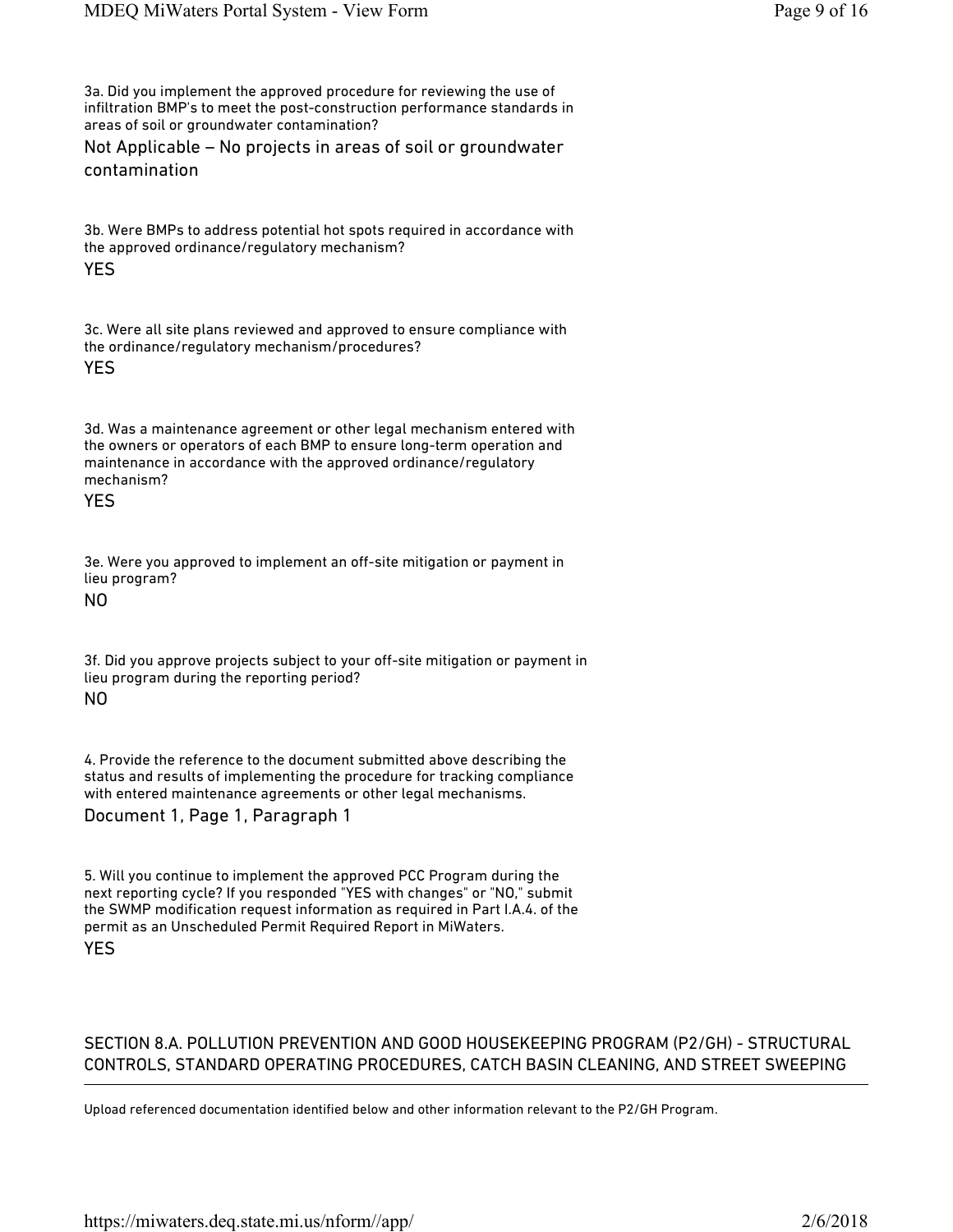3a. Did you implement the approved procedure for reviewing the use of infiltration BMP's to meet the post-construction performance standards in areas of soil or groundwater contamination?

Not Applicable – No projects in areas of soil or groundwater contamination

3b. Were BMPs to address potential hot spots required in accordance with the approved ordinance/regulatory mechanism?

YES

3c. Were all site plans reviewed and approved to ensure compliance with the ordinance/regulatory mechanism/procedures?

YES

3d. Was a maintenance agreement or other legal mechanism entered with the owners or operators of each BMP to ensure long-term operation and maintenance in accordance with the approved ordinance/regulatory mechanism?

YES

3e. Were you approved to implement an off-site mitigation or payment in lieu program?

NO

3f. Did you approve projects subject to your off-site mitigation or payment in lieu program during the reporting period?

NO

4. Provide the reference to the document submitted above describing the status and results of implementing the procedure for tracking compliance with entered maintenance agreements or other legal mechanisms.

Document 1, Page 1, Paragraph 1

5. Will you continue to implement the approved PCC Program during the next reporting cycle? If you responded "YES with changes" or "NO," submit the SWMP modification request information as required in Part I.A.4. of the permit as an Unscheduled Permit Required Report in MiWaters.

YES

## SECTION 8.A. POLLUTION PREVENTION AND GOOD HOUSEKEEPING PROGRAM (P2/GH) - STRUCTURAL CONTROLS, STANDARD OPERATING PROCEDURES, CATCH BASIN CLEANING, AND STREET SWEEPING

Upload referenced documentation identified below and other information relevant to the P2/GH Program.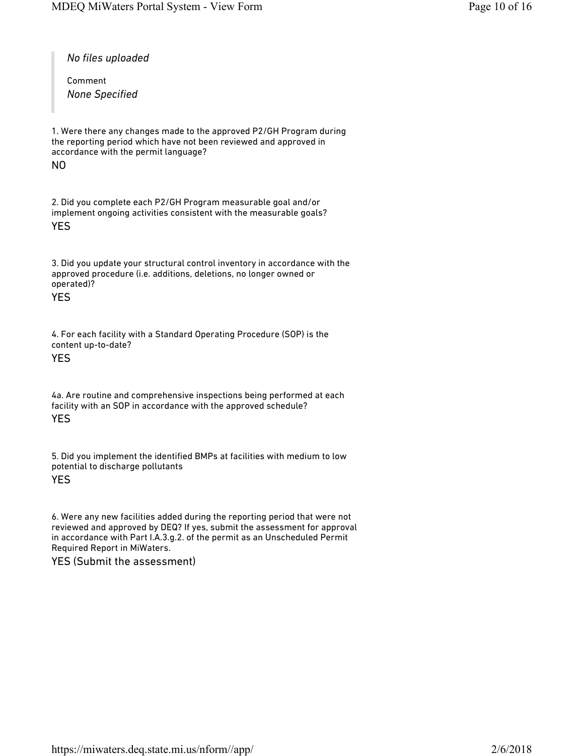> *No files uploaded*
>
> Comment
>
> *None Specified*

1. Were there any changes made to the approved P2/GH Program during the reporting period which have not been reviewed and approved in accordance with the permit language?

NO

2. Did you complete each P2/GH Program measurable goal and/or implement ongoing activities consistent with the measurable goals?

YES

3. Did you update your structural control inventory in accordance with the approved procedure (i.e. additions, deletions, no longer owned or operated)?

YES

4. For each facility with a Standard Operating Procedure (SOP) is the content up-to-date?

YES

4a. Are routine and comprehensive inspections being performed at each facility with an SOP in accordance with the approved schedule?

YES

5. Did you implement the identified BMPs at facilities with medium to low potential to discharge pollutants

YES

6. Were any new facilities added during the reporting period that were not reviewed and approved by DEQ? If yes, submit the assessment for approval in accordance with Part I.A.3.g.2. of the permit as an Unscheduled Permit Required Report in MiWaters.

YES (Submit the assessment)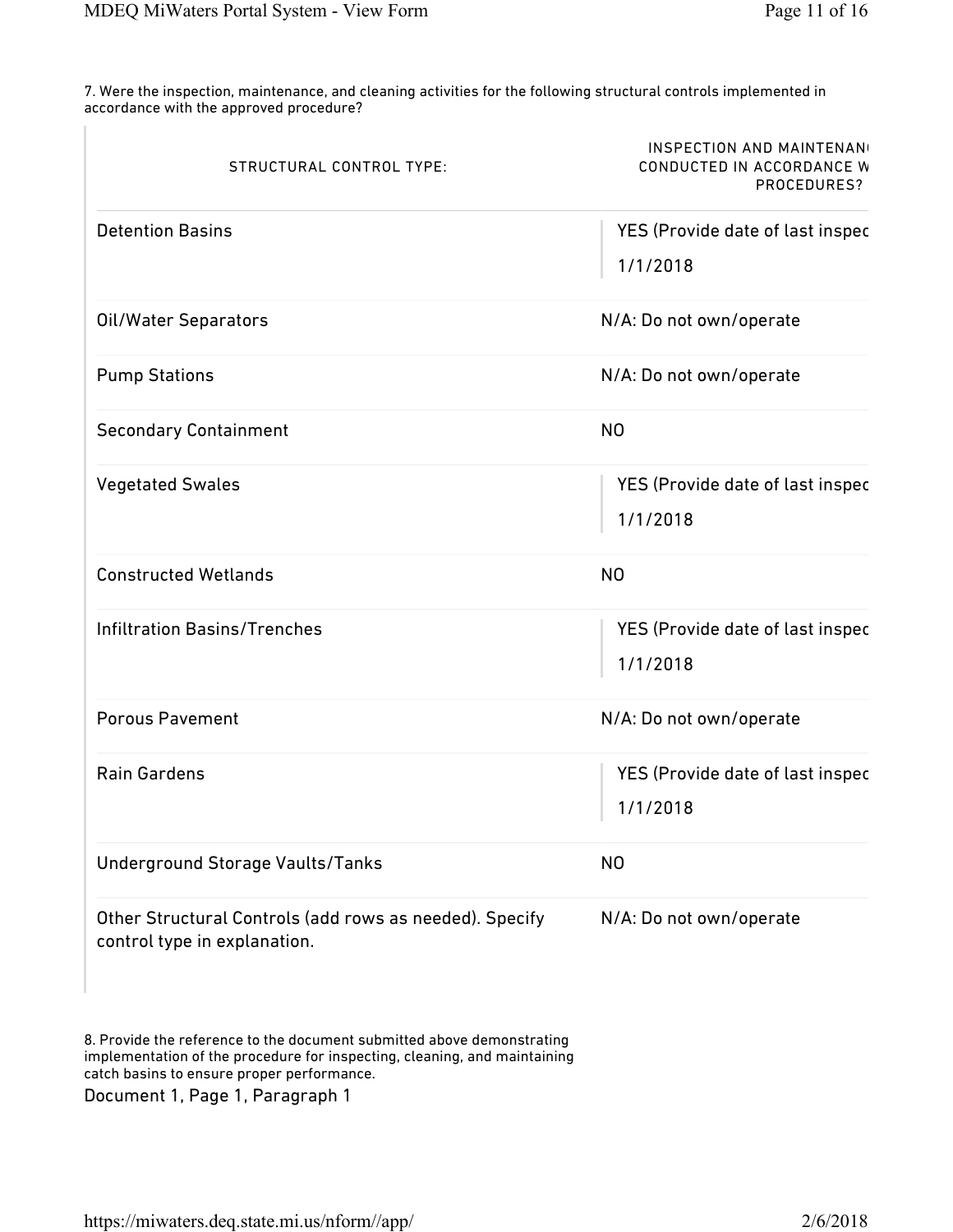7. Were the inspection, maintenance, and cleaning activities for the following structural controls implemented in accordance with the approved procedure?

| STRUCTURAL CONTROL TYPE: | INSPECTION AND MAINTENAN CONDUCTED IN ACCORDANCE W PROCEDURES? |
|---|---|
| Detention Basins | YES (Provide date of last inspec 1/1/2018 |
| Oil/Water Separators | N/A: Do not own/operate |
| Pump Stations | N/A: Do not own/operate |
| Secondary Containment | NO |
| Vegetated Swales | YES (Provide date of last inspec 1/1/2018 |
| Constructed Wetlands | NO |
| Infiltration Basins/Trenches | YES (Provide date of last inspec 1/1/2018 |
| Porous Pavement | N/A: Do not own/operate |
| Rain Gardens | YES (Provide date of last inspec 1/1/2018 |
| Underground Storage Vaults/Tanks | NO |
| Other Structural Controls (add rows as needed). Specify control type in explanation. | N/A: Do not own/operate |

8. Provide the reference to the document submitted above demonstrating implementation of the procedure for inspecting, cleaning, and maintaining catch basins to ensure proper performance.

Document 1, Page 1, Paragraph 1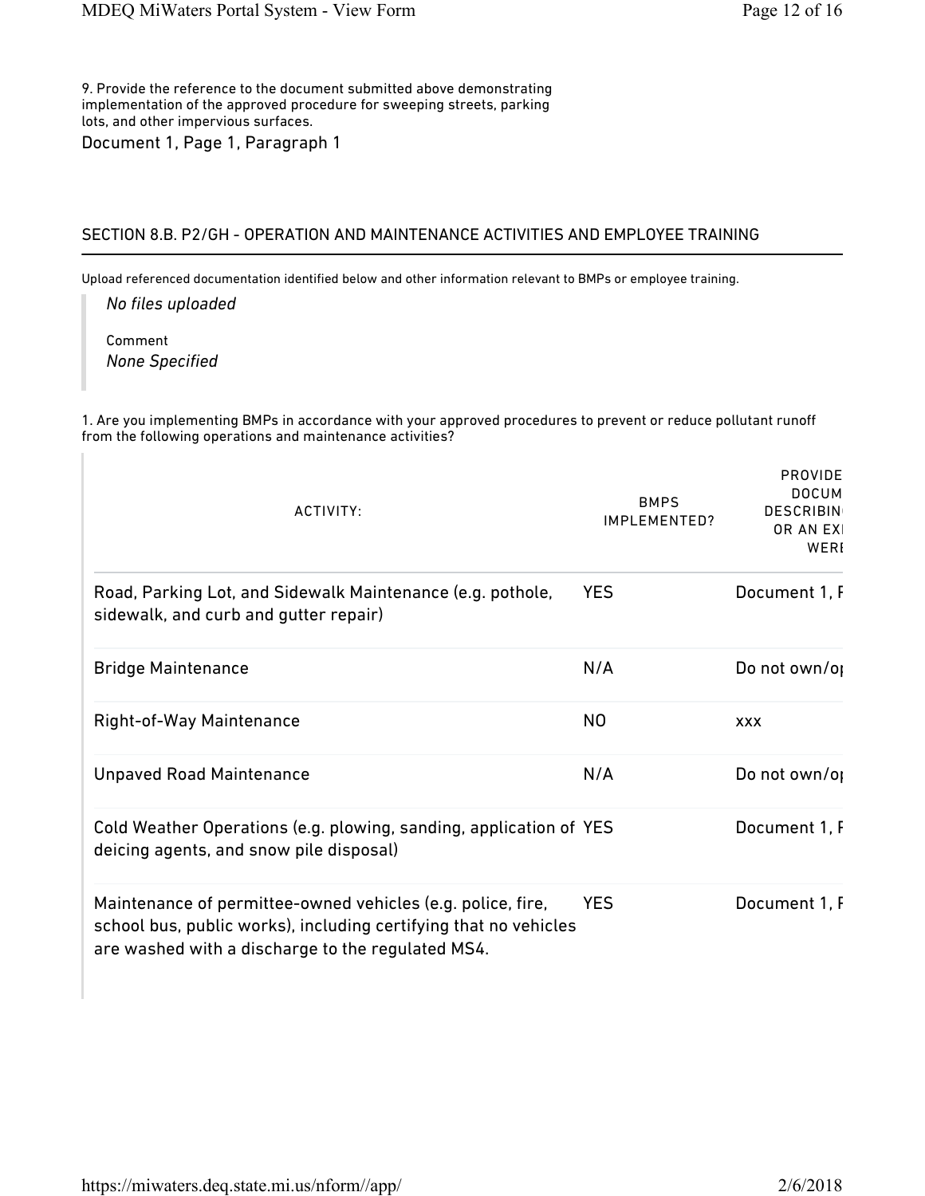9. Provide the reference to the document submitted above demonstrating implementation of the approved procedure for sweeping streets, parking lots, and other impervious surfaces.

Document 1, Page 1, Paragraph 1

## SECTION 8.B. P2/GH - OPERATION AND MAINTENANCE ACTIVITIES AND EMPLOYEE TRAINING

Upload referenced documentation identified below and other information relevant to BMPs or employee training.

*No files uploaded*

Comment

*None Specified*

1. Are you implementing BMPs in accordance with your approved procedures to prevent or reduce pollutant runoff from the following operations and maintenance activities?

| ACTIVITY: | BMPS IMPLEMENTED? | PROVIDE DOCUM DESCRIBIN OR AN EXI WERI |
|---|---|---|
| Road, Parking Lot, and Sidewalk Maintenance (e.g. pothole, sidewalk, and curb and gutter repair) | YES | Document 1, F |
| Bridge Maintenance | N/A | Do not own/o |
| Right-of-Way Maintenance | NO | xxx |
| Unpaved Road Maintenance | N/A | Do not own/o |
| Cold Weather Operations (e.g. plowing, sanding, application of deicing agents, and snow pile disposal) | YES | Document 1, F |
| Maintenance of permittee-owned vehicles (e.g. police, fire, school bus, public works), including certifying that no vehicles are washed with a discharge to the regulated MS4. | YES | Document 1, F |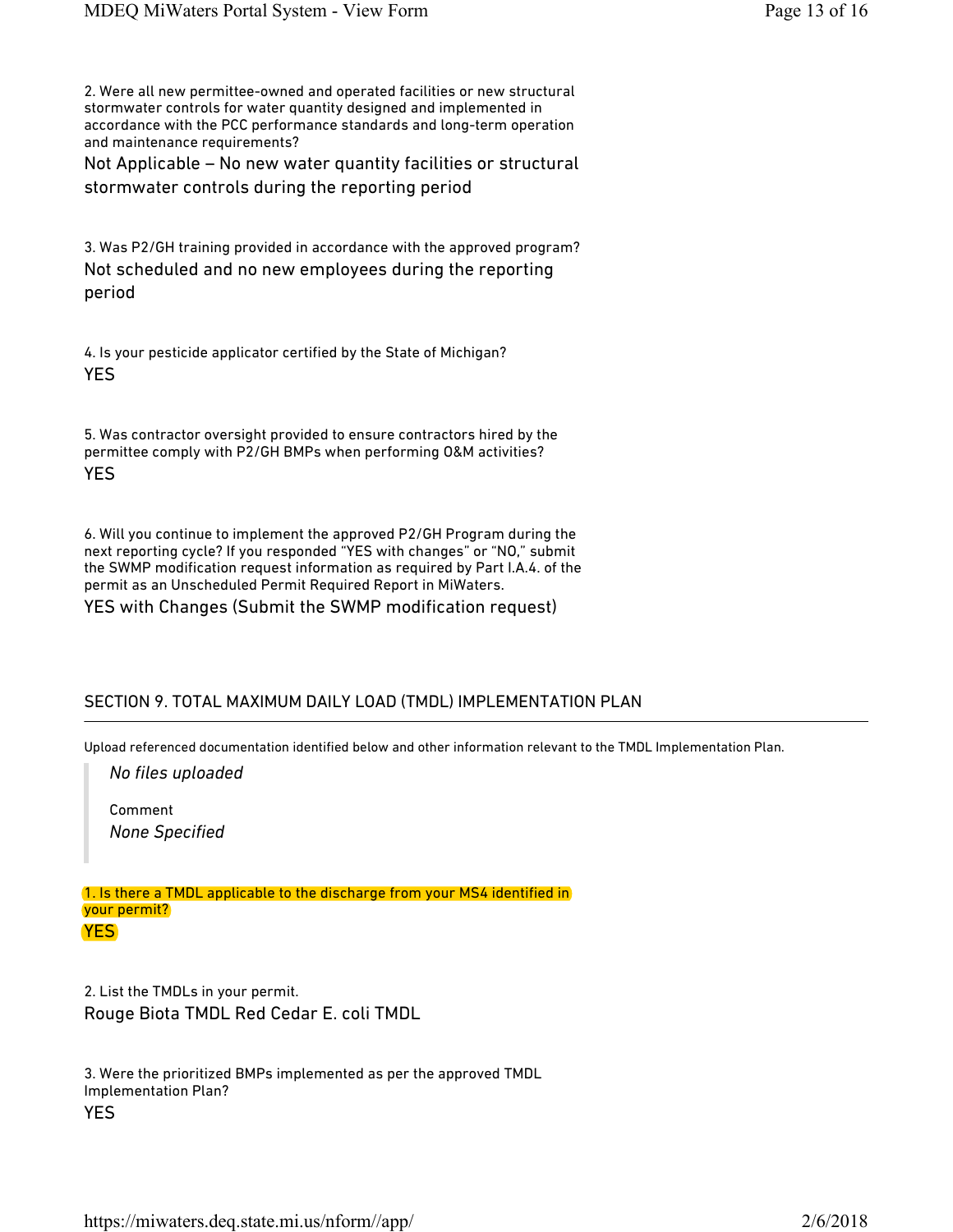2. Were all new permittee-owned and operated facilities or new structural stormwater controls for water quantity designed and implemented in accordance with the PCC performance standards and long-term operation and maintenance requirements?

Not Applicable – No new water quantity facilities or structural stormwater controls during the reporting period

3. Was P2/GH training provided in accordance with the approved program?

Not scheduled and no new employees during the reporting period

4. Is your pesticide applicator certified by the State of Michigan?

YES

5. Was contractor oversight provided to ensure contractors hired by the permittee comply with P2/GH BMPs when performing O&M activities?

YES

6. Will you continue to implement the approved P2/GH Program during the next reporting cycle? If you responded "YES with changes" or "NO," submit the SWMP modification request information as required by Part I.A.4. of the permit as an Unscheduled Permit Required Report in MiWaters.

YES with Changes (Submit the SWMP modification request)

## SECTION 9. TOTAL MAXIMUM DAILY LOAD (TMDL) IMPLEMENTATION PLAN

Upload referenced documentation identified below and other information relevant to the TMDL Implementation Plan.

> *No files uploaded*
>
> Comment
>
> *None Specified*

1. Is there a TMDL applicable to the discharge from your MS4 identified in your permit?

YES

2. List the TMDLs in your permit.

Rouge Biota TMDL Red Cedar E. coli TMDL

3. Were the prioritized BMPs implemented as per the approved TMDL Implementation Plan?

YES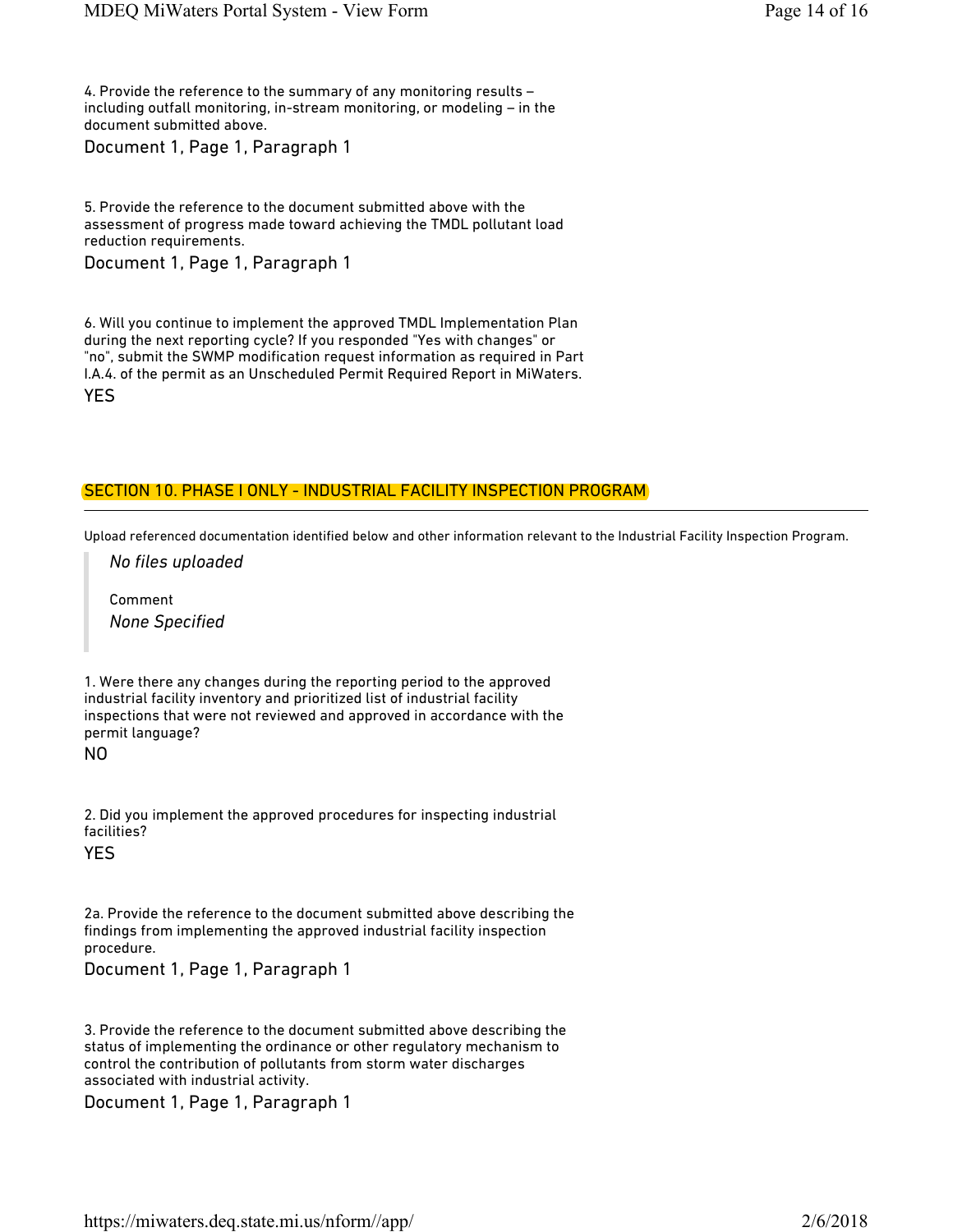4. Provide the reference to the summary of any monitoring results – including outfall monitoring, in-stream monitoring, or modeling – in the document submitted above.

Document 1, Page 1, Paragraph 1

5. Provide the reference to the document submitted above with the assessment of progress made toward achieving the TMDL pollutant load reduction requirements.

Document 1, Page 1, Paragraph 1

6. Will you continue to implement the approved TMDL Implementation Plan during the next reporting cycle? If you responded "Yes with changes" or "no", submit the SWMP modification request information as required in Part I.A.4. of the permit as an Unscheduled Permit Required Report in MiWaters.

YES

## SECTION 10. PHASE I ONLY - INDUSTRIAL FACILITY INSPECTION PROGRAM

Upload referenced documentation identified below and other information relevant to the Industrial Facility Inspection Program.

> *No files uploaded*
>
> Comment
>
> *None Specified*

1. Were there any changes during the reporting period to the approved industrial facility inventory and prioritized list of industrial facility inspections that were not reviewed and approved in accordance with the permit language?

NO

2. Did you implement the approved procedures for inspecting industrial facilities?

YES

2a. Provide the reference to the document submitted above describing the findings from implementing the approved industrial facility inspection procedure.

Document 1, Page 1, Paragraph 1

3. Provide the reference to the document submitted above describing the status of implementing the ordinance or other regulatory mechanism to control the contribution of pollutants from storm water discharges associated with industrial activity.

Document 1, Page 1, Paragraph 1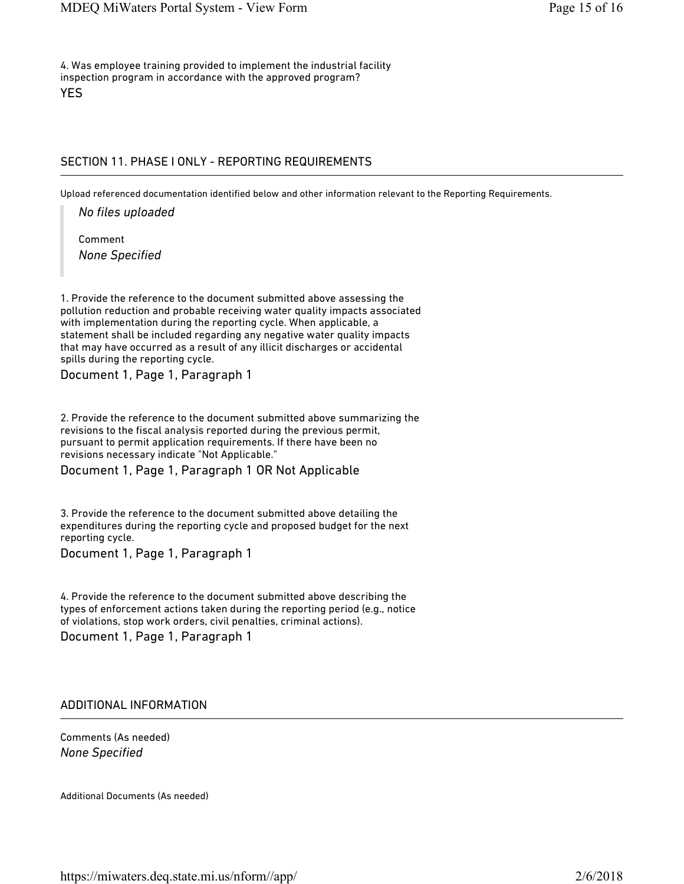4. Was employee training provided to implement the industrial facility inspection program in accordance with the approved program?

YES

## SECTION 11. PHASE I ONLY - REPORTING REQUIREMENTS

Upload referenced documentation identified below and other information relevant to the Reporting Requirements.

> *No files uploaded*
>
> Comment
>
> *None Specified*

1. Provide the reference to the document submitted above assessing the pollution reduction and probable receiving water quality impacts associated with implementation during the reporting cycle. When applicable, a statement shall be included regarding any negative water quality impacts that may have occurred as a result of any illicit discharges or accidental spills during the reporting cycle.

Document 1, Page 1, Paragraph 1

2. Provide the reference to the document submitted above summarizing the revisions to the fiscal analysis reported during the previous permit, pursuant to permit application requirements. If there have been no revisions necessary indicate "Not Applicable."

Document 1, Page 1, Paragraph 1 OR Not Applicable

3. Provide the reference to the document submitted above detailing the expenditures during the reporting cycle and proposed budget for the next reporting cycle.

Document 1, Page 1, Paragraph 1

4. Provide the reference to the document submitted above describing the types of enforcement actions taken during the reporting period (e.g., notice of violations, stop work orders, civil penalties, criminal actions).

Document 1, Page 1, Paragraph 1

## ADDITIONAL INFORMATION

Comments (As needed)

*None Specified*

Additional Documents (As needed)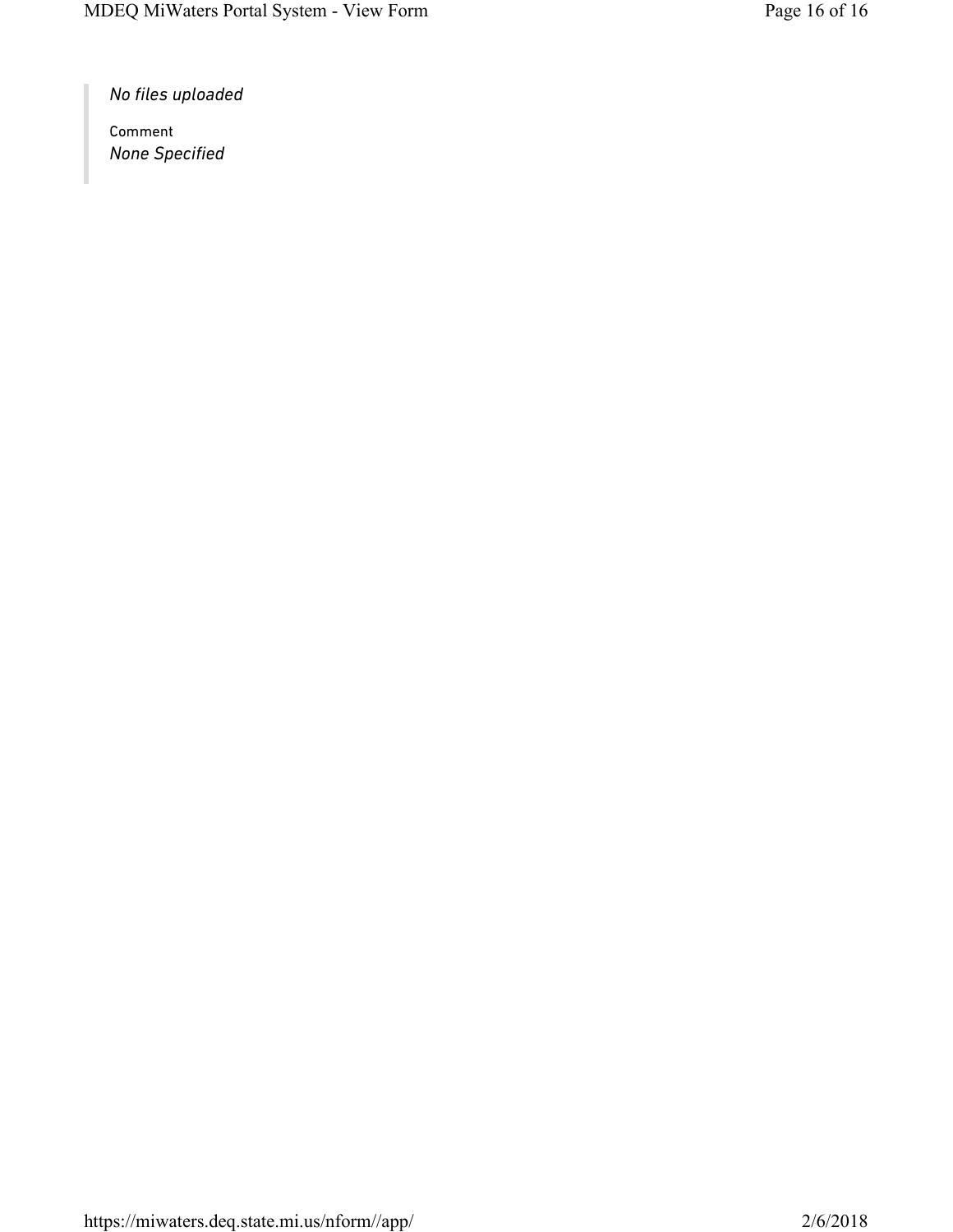*No files uploaded*

Comment
*None Specified*